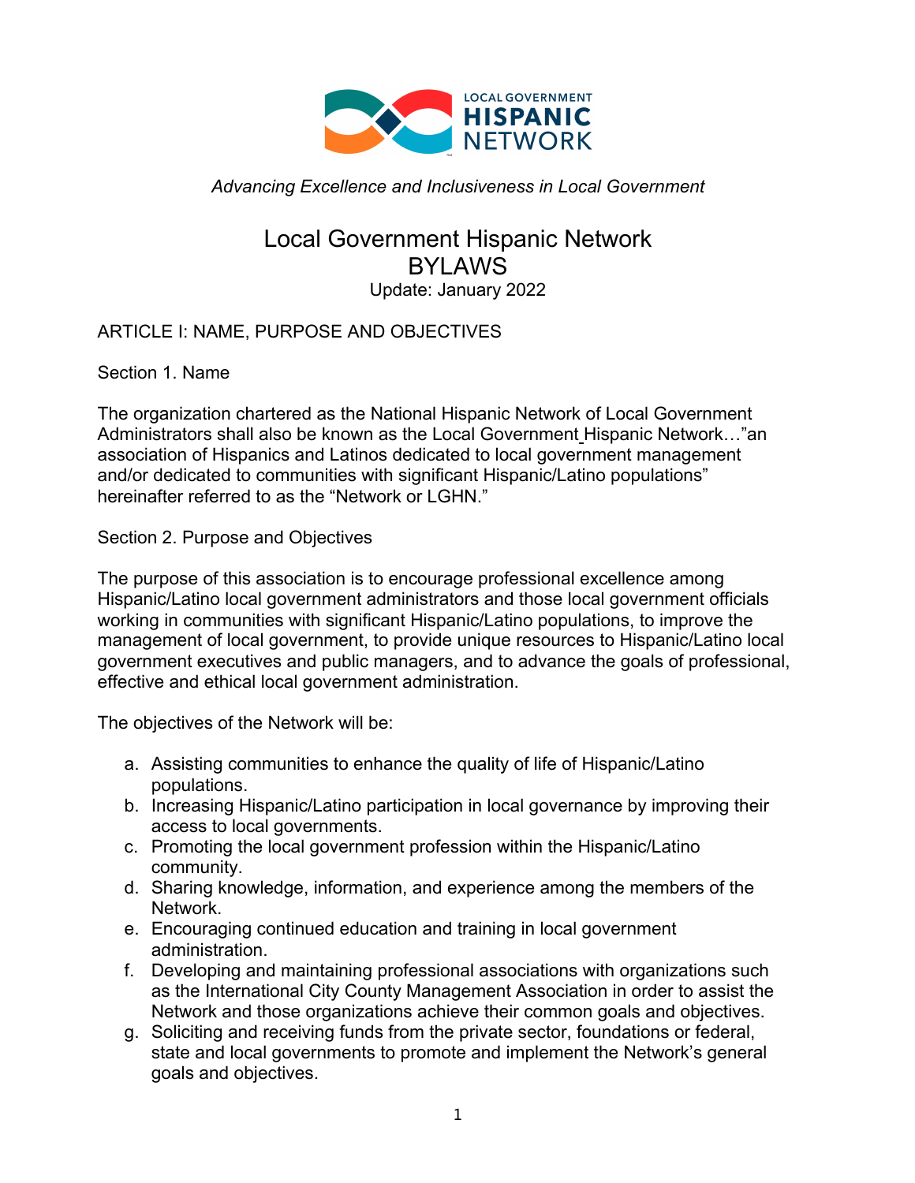*Advancing Excellence and Inclusiveness in Local Government*

# Local Government Hispanic Network
# BYLAWS

Update: January 2022

## ARTICLE I: NAME, PURPOSE AND OBJECTIVES

### Section 1. Name

The organization chartered as the National Hispanic Network of Local Government Administrators shall also be known as the Local Government Hispanic Network…"an association of Hispanics and Latinos dedicated to local government management and/or dedicated to communities with significant Hispanic/Latino populations" hereinafter referred to as the "Network or LGHN."

### Section 2. Purpose and Objectives

The purpose of this association is to encourage professional excellence among Hispanic/Latino local government administrators and those local government officials working in communities with significant Hispanic/Latino populations, to improve the management of local government, to provide unique resources to Hispanic/Latino local government executives and public managers, and to advance the goals of professional, effective and ethical local government administration.

The objectives of the Network will be:

a. Assisting communities to enhance the quality of life of Hispanic/Latino populations.
b. Increasing Hispanic/Latino participation in local governance by improving their access to local governments.
c. Promoting the local government profession within the Hispanic/Latino community.
d. Sharing knowledge, information, and experience among the members of the Network.
e. Encouraging continued education and training in local government administration.
f. Developing and maintaining professional associations with organizations such as the International City County Management Association in order to assist the Network and those organizations achieve their common goals and objectives.
g. Soliciting and receiving funds from the private sector, foundations or federal, state and local governments to promote and implement the Network's general goals and objectives.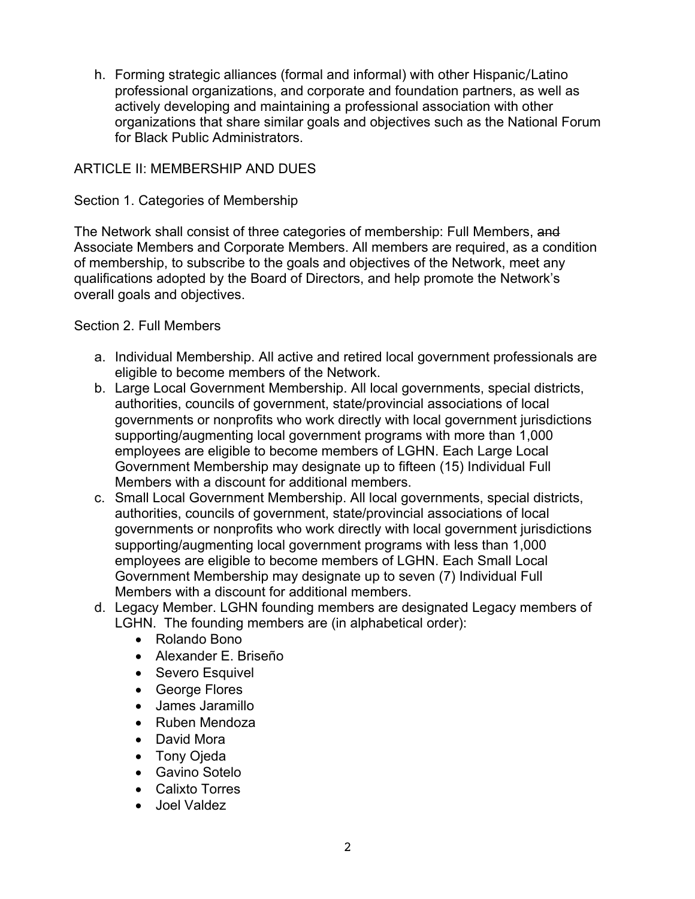h. Forming strategic alliances (formal and informal) with other Hispanic/Latino professional organizations, and corporate and foundation partners, as well as actively developing and maintaining a professional association with other organizations that share similar goals and objectives such as the National Forum for Black Public Administrators.

## ARTICLE II: MEMBERSHIP AND DUES

### Section 1. Categories of Membership

The Network shall consist of three categories of membership: Full Members, ~~and~~ Associate Members and Corporate Members. All members are required, as a condition of membership, to subscribe to the goals and objectives of the Network, meet any qualifications adopted by the Board of Directors, and help promote the Network's overall goals and objectives.

### Section 2. Full Members

a. Individual Membership. All active and retired local government professionals are eligible to become members of the Network.
b. Large Local Government Membership. All local governments, special districts, authorities, councils of government, state/provincial associations of local governments or nonprofits who work directly with local government jurisdictions supporting/augmenting local government programs with more than 1,000 employees are eligible to become members of LGHN. Each Large Local Government Membership may designate up to fifteen (15) Individual Full Members with a discount for additional members.
c. Small Local Government Membership. All local governments, special districts, authorities, councils of government, state/provincial associations of local governments or nonprofits who work directly with local government jurisdictions supporting/augmenting local government programs with less than 1,000 employees are eligible to become members of LGHN. Each Small Local Government Membership may designate up to seven (7) Individual Full Members with a discount for additional members.
d. Legacy Member. LGHN founding members are designated Legacy members of LGHN. The founding members are (in alphabetical order):
   - Rolando Bono
   - Alexander E. Briseño
   - Severo Esquivel
   - George Flores
   - James Jaramillo
   - Ruben Mendoza
   - David Mora
   - Tony Ojeda
   - Gavino Sotelo
   - Calixto Torres
   - Joel Valdez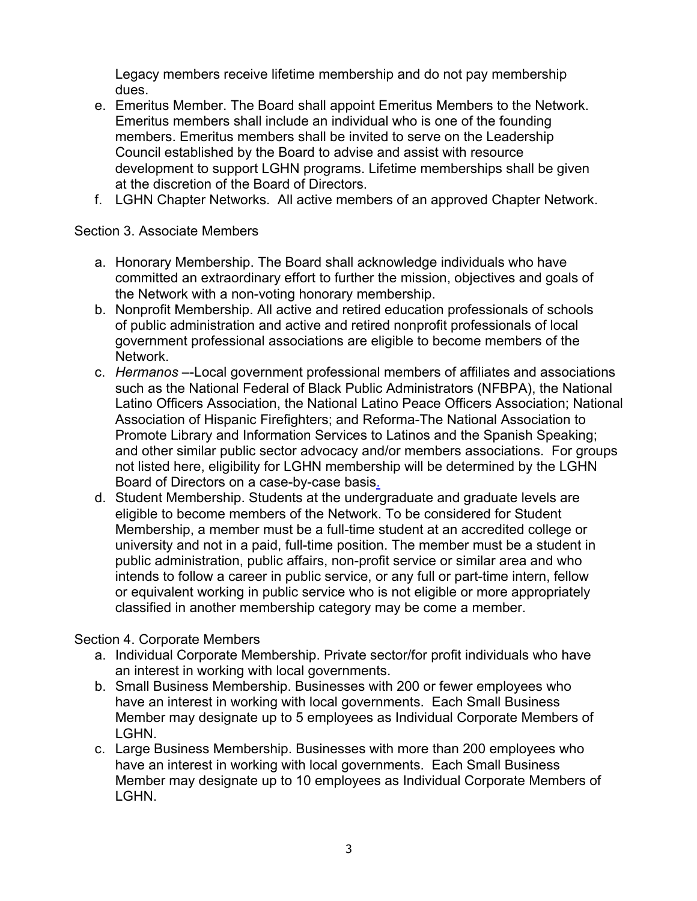Legacy members receive lifetime membership and do not pay membership dues.

e. Emeritus Member. The Board shall appoint Emeritus Members to the Network. Emeritus members shall include an individual who is one of the founding members. Emeritus members shall be invited to serve on the Leadership Council established by the Board to advise and assist with resource development to support LGHN programs. Lifetime memberships shall be given at the discretion of the Board of Directors.
f. LGHN Chapter Networks. All active members of an approved Chapter Network.

Section 3. Associate Members

a. Honorary Membership. The Board shall acknowledge individuals who have committed an extraordinary effort to further the mission, objectives and goals of the Network with a non-voting honorary membership.
b. Nonprofit Membership. All active and retired education professionals of schools of public administration and active and retired nonprofit professionals of local government professional associations are eligible to become members of the Network.
c. *Hermanos* –-Local government professional members of affiliates and associations such as the National Federal of Black Public Administrators (NFBPA), the National Latino Officers Association, the National Latino Peace Officers Association; National Association of Hispanic Firefighters; and Reforma-The National Association to Promote Library and Information Services to Latinos and the Spanish Speaking; and other similar public sector advocacy and/or members associations. For groups not listed here, eligibility for LGHN membership will be determined by the LGHN Board of Directors on a case-by-case basis.
d. Student Membership. Students at the undergraduate and graduate levels are eligible to become members of the Network. To be considered for Student Membership, a member must be a full-time student at an accredited college or university and not in a paid, full-time position. The member must be a student in public administration, public affairs, non-profit service or similar area and who intends to follow a career in public service, or any full or part-time intern, fellow or equivalent working in public service who is not eligible or more appropriately classified in another membership category may be come a member.

Section 4. Corporate Members

a. Individual Corporate Membership. Private sector/for profit individuals who have an interest in working with local governments.
b. Small Business Membership. Businesses with 200 or fewer employees who have an interest in working with local governments. Each Small Business Member may designate up to 5 employees as Individual Corporate Members of LGHN.
c. Large Business Membership. Businesses with more than 200 employees who have an interest in working with local governments. Each Small Business Member may designate up to 10 employees as Individual Corporate Members of LGHN.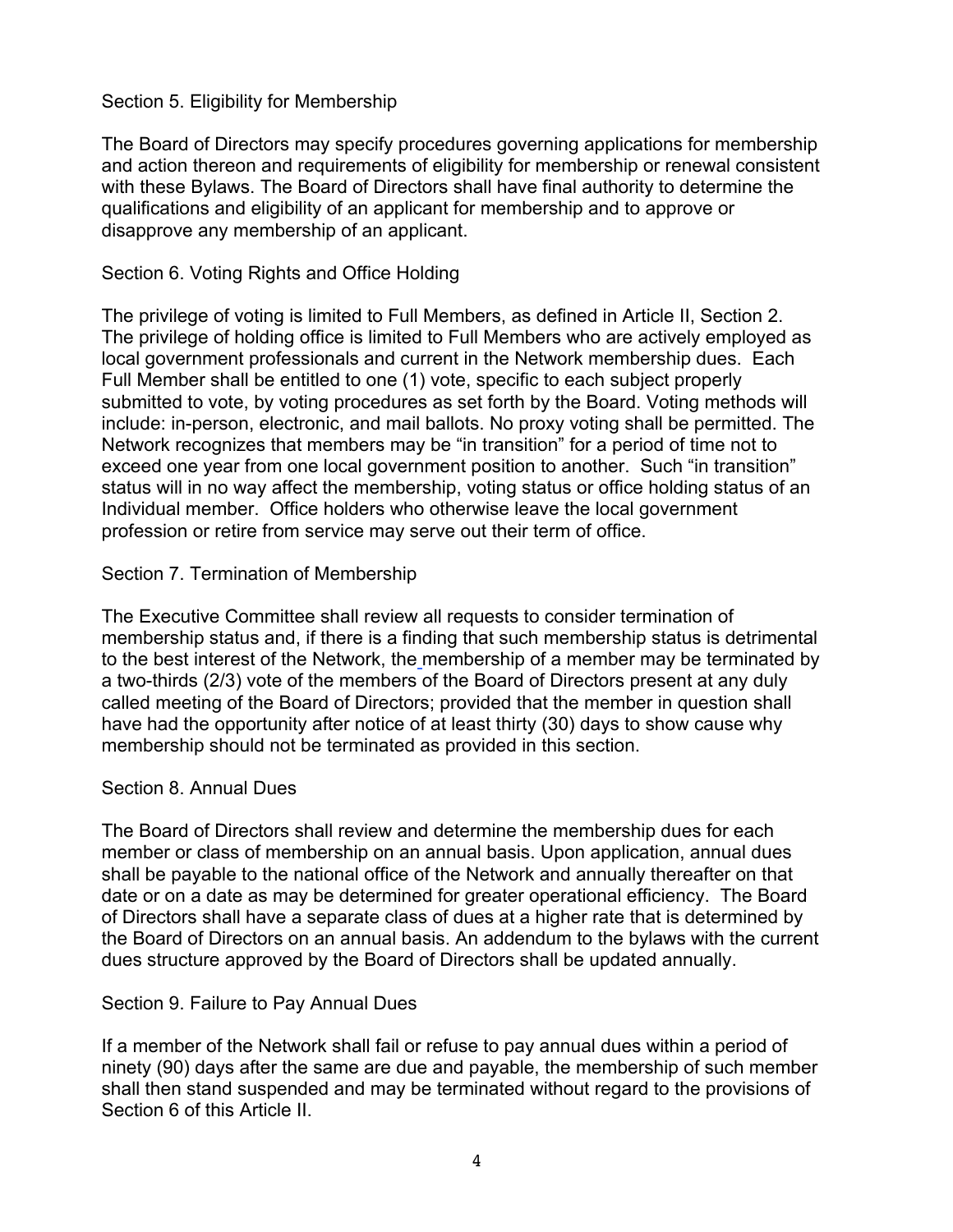Section 5. Eligibility for Membership

The Board of Directors may specify procedures governing applications for membership and action thereon and requirements of eligibility for membership or renewal consistent with these Bylaws. The Board of Directors shall have final authority to determine the qualifications and eligibility of an applicant for membership and to approve or disapprove any membership of an applicant.

Section 6. Voting Rights and Office Holding

The privilege of voting is limited to Full Members, as defined in Article II, Section 2. The privilege of holding office is limited to Full Members who are actively employed as local government professionals and current in the Network membership dues. Each Full Member shall be entitled to one (1) vote, specific to each subject properly submitted to vote, by voting procedures as set forth by the Board. Voting methods will include: in-person, electronic, and mail ballots. No proxy voting shall be permitted. The Network recognizes that members may be "in transition" for a period of time not to exceed one year from one local government position to another. Such "in transition" status will in no way affect the membership, voting status or office holding status of an Individual member. Office holders who otherwise leave the local government profession or retire from service may serve out their term of office.

Section 7. Termination of Membership

The Executive Committee shall review all requests to consider termination of membership status and, if there is a finding that such membership status is detrimental to the best interest of the Network, the membership of a member may be terminated by a two-thirds (2/3) vote of the members of the Board of Directors present at any duly called meeting of the Board of Directors; provided that the member in question shall have had the opportunity after notice of at least thirty (30) days to show cause why membership should not be terminated as provided in this section.

Section 8. Annual Dues

The Board of Directors shall review and determine the membership dues for each member or class of membership on an annual basis. Upon application, annual dues shall be payable to the national office of the Network and annually thereafter on that date or on a date as may be determined for greater operational efficiency. The Board of Directors shall have a separate class of dues at a higher rate that is determined by the Board of Directors on an annual basis. An addendum to the bylaws with the current dues structure approved by the Board of Directors shall be updated annually.

Section 9. Failure to Pay Annual Dues

If a member of the Network shall fail or refuse to pay annual dues within a period of ninety (90) days after the same are due and payable, the membership of such member shall then stand suspended and may be terminated without regard to the provisions of Section 6 of this Article II.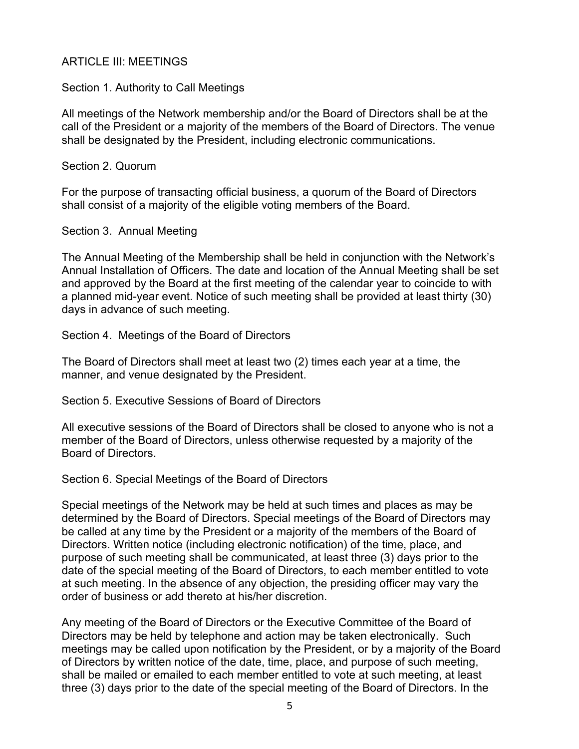## ARTICLE III: MEETINGS

### Section 1. Authority to Call Meetings

All meetings of the Network membership and/or the Board of Directors shall be at the call of the President or a majority of the members of the Board of Directors. The venue shall be designated by the President, including electronic communications.

### Section 2. Quorum

For the purpose of transacting official business, a quorum of the Board of Directors shall consist of a majority of the eligible voting members of the Board.

### Section 3. Annual Meeting

The Annual Meeting of the Membership shall be held in conjunction with the Network's Annual Installation of Officers. The date and location of the Annual Meeting shall be set and approved by the Board at the first meeting of the calendar year to coincide to with a planned mid-year event. Notice of such meeting shall be provided at least thirty (30) days in advance of such meeting.

### Section 4. Meetings of the Board of Directors

The Board of Directors shall meet at least two (2) times each year at a time, the manner, and venue designated by the President.

### Section 5. Executive Sessions of Board of Directors

All executive sessions of the Board of Directors shall be closed to anyone who is not a member of the Board of Directors, unless otherwise requested by a majority of the Board of Directors.

### Section 6. Special Meetings of the Board of Directors

Special meetings of the Network may be held at such times and places as may be determined by the Board of Directors. Special meetings of the Board of Directors may be called at any time by the President or a majority of the members of the Board of Directors. Written notice (including electronic notification) of the time, place, and purpose of such meeting shall be communicated, at least three (3) days prior to the date of the special meeting of the Board of Directors, to each member entitled to vote at such meeting. In the absence of any objection, the presiding officer may vary the order of business or add thereto at his/her discretion.

Any meeting of the Board of Directors or the Executive Committee of the Board of Directors may be held by telephone and action may be taken electronically. Such meetings may be called upon notification by the President, or by a majority of the Board of Directors by written notice of the date, time, place, and purpose of such meeting, shall be mailed or emailed to each member entitled to vote at such meeting, at least three (3) days prior to the date of the special meeting of the Board of Directors. In the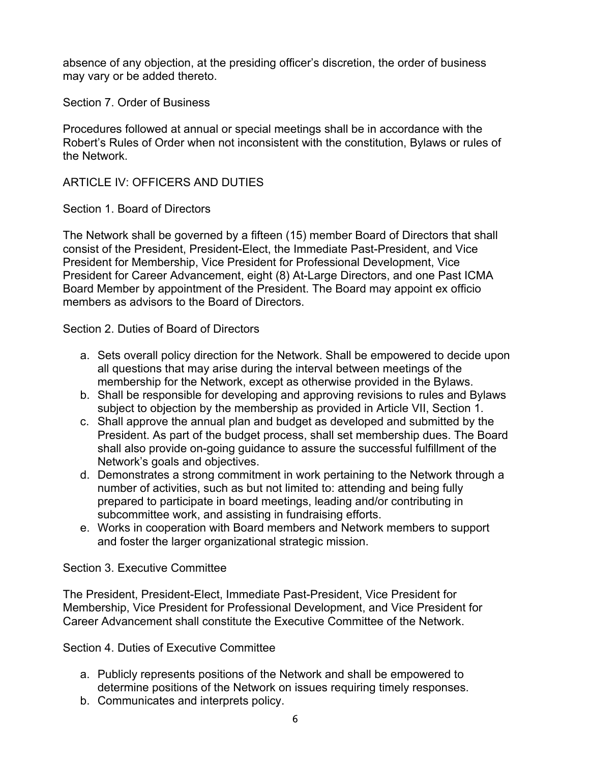absence of any objection, at the presiding officer's discretion, the order of business may vary or be added thereto.

Section 7. Order of Business

Procedures followed at annual or special meetings shall be in accordance with the Robert's Rules of Order when not inconsistent with the constitution, Bylaws or rules of the Network.

## ARTICLE IV: OFFICERS AND DUTIES

Section 1. Board of Directors

The Network shall be governed by a fifteen (15) member Board of Directors that shall consist of the President, President-Elect, the Immediate Past-President, and Vice President for Membership, Vice President for Professional Development, Vice President for Career Advancement, eight (8) At-Large Directors, and one Past ICMA Board Member by appointment of the President. The Board may appoint ex officio members as advisors to the Board of Directors.

Section 2. Duties of Board of Directors

a. Sets overall policy direction for the Network. Shall be empowered to decide upon all questions that may arise during the interval between meetings of the membership for the Network, except as otherwise provided in the Bylaws.
b. Shall be responsible for developing and approving revisions to rules and Bylaws subject to objection by the membership as provided in Article VII, Section 1.
c. Shall approve the annual plan and budget as developed and submitted by the President. As part of the budget process, shall set membership dues. The Board shall also provide on-going guidance to assure the successful fulfillment of the Network's goals and objectives.
d. Demonstrates a strong commitment in work pertaining to the Network through a number of activities, such as but not limited to: attending and being fully prepared to participate in board meetings, leading and/or contributing in subcommittee work, and assisting in fundraising efforts.
e. Works in cooperation with Board members and Network members to support and foster the larger organizational strategic mission.

Section 3. Executive Committee

The President, President-Elect, Immediate Past-President, Vice President for Membership, Vice President for Professional Development, and Vice President for Career Advancement shall constitute the Executive Committee of the Network.

Section 4. Duties of Executive Committee

a. Publicly represents positions of the Network and shall be empowered to determine positions of the Network on issues requiring timely responses.
b. Communicates and interprets policy.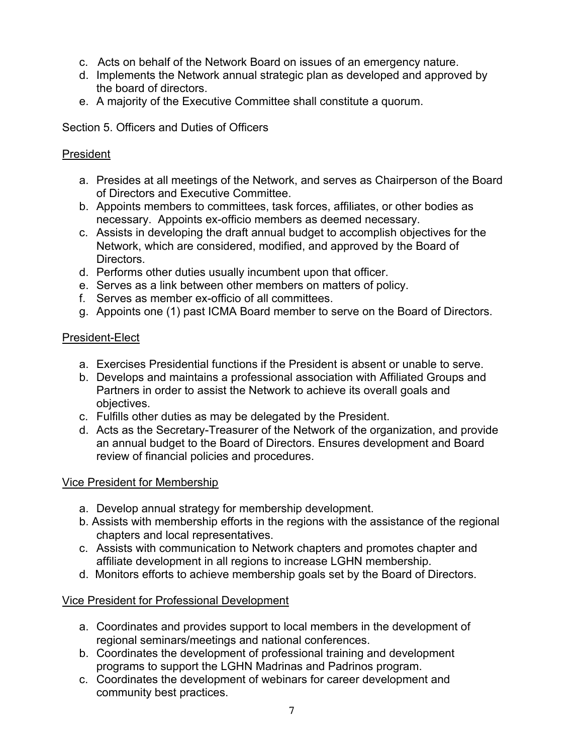c. Acts on behalf of the Network Board on issues of an emergency nature.
d. Implements the Network annual strategic plan as developed and approved by the board of directors.
e. A majority of the Executive Committee shall constitute a quorum.

Section 5. Officers and Duties of Officers

<u>President</u>

a. Presides at all meetings of the Network, and serves as Chairperson of the Board of Directors and Executive Committee.
b. Appoints members to committees, task forces, affiliates, or other bodies as necessary. Appoints ex-officio members as deemed necessary.
c. Assists in developing the draft annual budget to accomplish objectives for the Network, which are considered, modified, and approved by the Board of Directors.
d. Performs other duties usually incumbent upon that officer.
e. Serves as a link between other members on matters of policy.
f. Serves as member ex-officio of all committees.
g. Appoints one (1) past ICMA Board member to serve on the Board of Directors.

<u>President-Elect</u>

a. Exercises Presidential functions if the President is absent or unable to serve.
b. Develops and maintains a professional association with Affiliated Groups and Partners in order to assist the Network to achieve its overall goals and objectives.
c. Fulfills other duties as may be delegated by the President.
d. Acts as the Secretary-Treasurer of the Network of the organization, and provide an annual budget to the Board of Directors. Ensures development and Board review of financial policies and procedures.

<u>Vice President for Membership</u>

a. Develop annual strategy for membership development.
b. Assists with membership efforts in the regions with the assistance of the regional chapters and local representatives.
c. Assists with communication to Network chapters and promotes chapter and affiliate development in all regions to increase LGHN membership.
d. Monitors efforts to achieve membership goals set by the Board of Directors.

<u>Vice President for Professional Development</u>

a. Coordinates and provides support to local members in the development of regional seminars/meetings and national conferences.
b. Coordinates the development of professional training and development programs to support the LGHN Madrinas and Padrinos program.
c. Coordinates the development of webinars for career development and community best practices.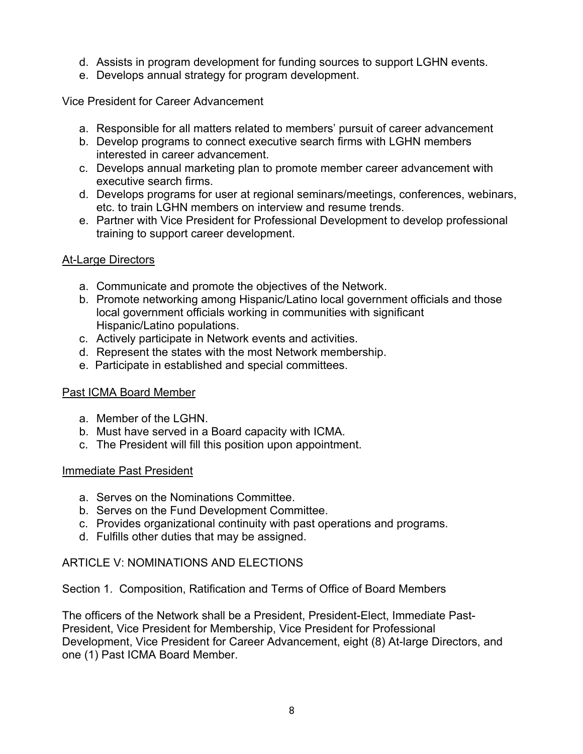d. Assists in program development for funding sources to support LGHN events.
e. Develops annual strategy for program development.

Vice President for Career Advancement

a. Responsible for all matters related to members' pursuit of career advancement
b. Develop programs to connect executive search firms with LGHN members interested in career advancement.
c. Develops annual marketing plan to promote member career advancement with executive search firms.
d. Develops programs for user at regional seminars/meetings, conferences, webinars, etc. to train LGHN members on interview and resume trends.
e. Partner with Vice President for Professional Development to develop professional training to support career development.

At-Large Directors

a. Communicate and promote the objectives of the Network.
b. Promote networking among Hispanic/Latino local government officials and those local government officials working in communities with significant Hispanic/Latino populations.
c. Actively participate in Network events and activities.
d. Represent the states with the most Network membership.
e. Participate in established and special committees.

Past ICMA Board Member

a. Member of the LGHN.
b. Must have served in a Board capacity with ICMA.
c. The President will fill this position upon appointment.

Immediate Past President

a. Serves on the Nominations Committee.
b. Serves on the Fund Development Committee.
c. Provides organizational continuity with past operations and programs.
d. Fulfills other duties that may be assigned.

## ARTICLE V: NOMINATIONS AND ELECTIONS

Section 1. Composition, Ratification and Terms of Office of Board Members

The officers of the Network shall be a President, President-Elect, Immediate Past-President, Vice President for Membership, Vice President for Professional Development, Vice President for Career Advancement, eight (8) At-large Directors, and one (1) Past ICMA Board Member.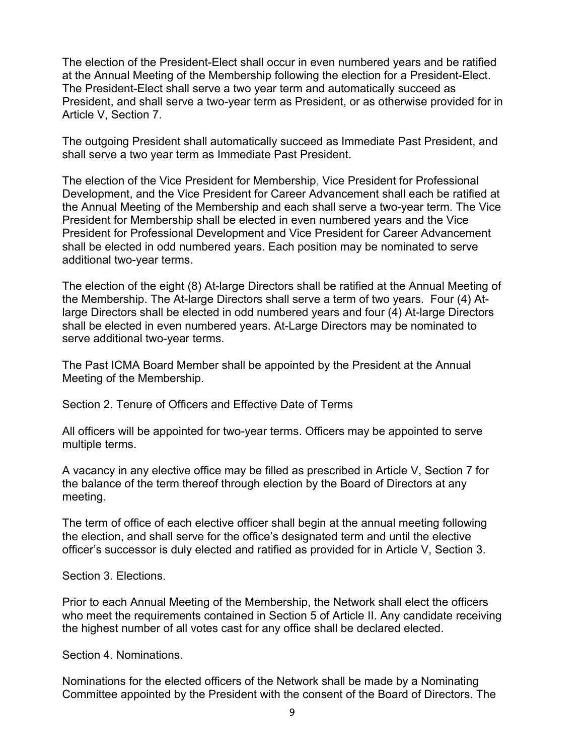The election of the President-Elect shall occur in even numbered years and be ratified at the Annual Meeting of the Membership following the election for a President-Elect. The President-Elect shall serve a two year term and automatically succeed as President, and shall serve a two-year term as President, or as otherwise provided for in Article V, Section 7.

The outgoing President shall automatically succeed as Immediate Past President, and shall serve a two year term as Immediate Past President.

The election of the Vice President for Membership, Vice President for Professional Development, and the Vice President for Career Advancement shall each be ratified at the Annual Meeting of the Membership and each shall serve a two-year term. The Vice President for Membership shall be elected in even numbered years and the Vice President for Professional Development and Vice President for Career Advancement shall be elected in odd numbered years. Each position may be nominated to serve additional two-year terms.

The election of the eight (8) At-large Directors shall be ratified at the Annual Meeting of the Membership. The At-large Directors shall serve a term of two years. Four (4) At-large Directors shall be elected in odd numbered years and four (4) At-large Directors shall be elected in even numbered years. At-Large Directors may be nominated to serve additional two-year terms.

The Past ICMA Board Member shall be appointed by the President at the Annual Meeting of the Membership.

Section 2. Tenure of Officers and Effective Date of Terms

All officers will be appointed for two-year terms. Officers may be appointed to serve multiple terms.

A vacancy in any elective office may be filled as prescribed in Article V, Section 7 for the balance of the term thereof through election by the Board of Directors at any meeting.

The term of office of each elective officer shall begin at the annual meeting following the election, and shall serve for the office's designated term and until the elective officer's successor is duly elected and ratified as provided for in Article V, Section 3.

Section 3. Elections.

Prior to each Annual Meeting of the Membership, the Network shall elect the officers who meet the requirements contained in Section 5 of Article II. Any candidate receiving the highest number of all votes cast for any office shall be declared elected.

Section 4. Nominations.

Nominations for the elected officers of the Network shall be made by a Nominating Committee appointed by the President with the consent of the Board of Directors. The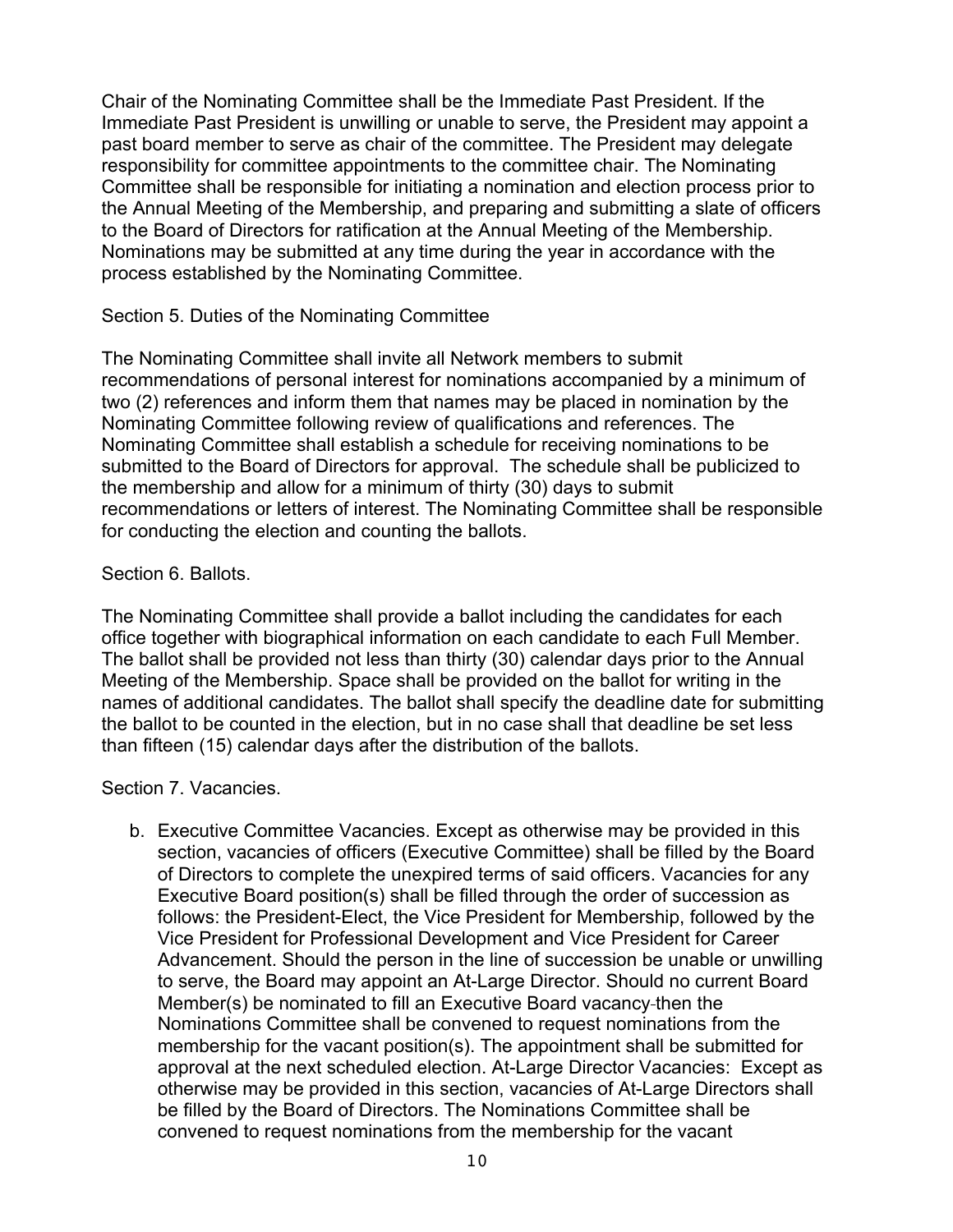Chair of the Nominating Committee shall be the Immediate Past President. If the Immediate Past President is unwilling or unable to serve, the President may appoint a past board member to serve as chair of the committee. The President may delegate responsibility for committee appointments to the committee chair. The Nominating Committee shall be responsible for initiating a nomination and election process prior to the Annual Meeting of the Membership, and preparing and submitting a slate of officers to the Board of Directors for ratification at the Annual Meeting of the Membership. Nominations may be submitted at any time during the year in accordance with the process established by the Nominating Committee.

Section 5. Duties of the Nominating Committee

The Nominating Committee shall invite all Network members to submit recommendations of personal interest for nominations accompanied by a minimum of two (2) references and inform them that names may be placed in nomination by the Nominating Committee following review of qualifications and references. The Nominating Committee shall establish a schedule for receiving nominations to be submitted to the Board of Directors for approval. The schedule shall be publicized to the membership and allow for a minimum of thirty (30) days to submit recommendations or letters of interest. The Nominating Committee shall be responsible for conducting the election and counting the ballots.

Section 6. Ballots.

The Nominating Committee shall provide a ballot including the candidates for each office together with biographical information on each candidate to each Full Member. The ballot shall be provided not less than thirty (30) calendar days prior to the Annual Meeting of the Membership. Space shall be provided on the ballot for writing in the names of additional candidates. The ballot shall specify the deadline date for submitting the ballot to be counted in the election, but in no case shall that deadline be set less than fifteen (15) calendar days after the distribution of the ballots.

Section 7. Vacancies.

b. Executive Committee Vacancies. Except as otherwise may be provided in this section, vacancies of officers (Executive Committee) shall be filled by the Board of Directors to complete the unexpired terms of said officers. Vacancies for any Executive Board position(s) shall be filled through the order of succession as follows: the President-Elect, the Vice President for Membership, followed by the Vice President for Professional Development and Vice President for Career Advancement. Should the person in the line of succession be unable or unwilling to serve, the Board may appoint an At-Large Director. Should no current Board Member(s) be nominated to fill an Executive Board vacancy then the Nominations Committee shall be convened to request nominations from the membership for the vacant position(s). The appointment shall be submitted for approval at the next scheduled election. At-Large Director Vacancies: Except as otherwise may be provided in this section, vacancies of At-Large Directors shall be filled by the Board of Directors. The Nominations Committee shall be convened to request nominations from the membership for the vacant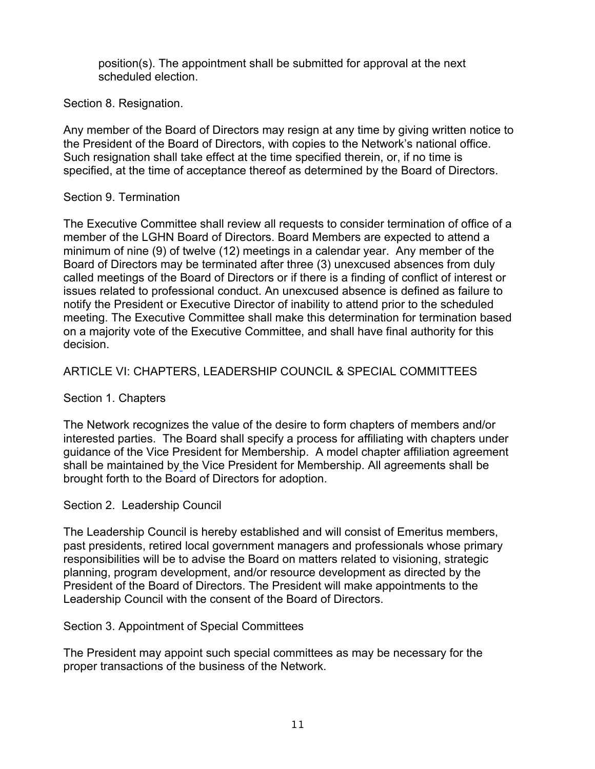position(s). The appointment shall be submitted for approval at the next scheduled election.

Section 8. Resignation.

Any member of the Board of Directors may resign at any time by giving written notice to the President of the Board of Directors, with copies to the Network's national office. Such resignation shall take effect at the time specified therein, or, if no time is specified, at the time of acceptance thereof as determined by the Board of Directors.

Section 9. Termination

The Executive Committee shall review all requests to consider termination of office of a member of the LGHN Board of Directors. Board Members are expected to attend a minimum of nine (9) of twelve (12) meetings in a calendar year. Any member of the Board of Directors may be terminated after three (3) unexcused absences from duly called meetings of the Board of Directors or if there is a finding of conflict of interest or issues related to professional conduct. An unexcused absence is defined as failure to notify the President or Executive Director of inability to attend prior to the scheduled meeting. The Executive Committee shall make this determination for termination based on a majority vote of the Executive Committee, and shall have final authority for this decision.

## ARTICLE VI: CHAPTERS, LEADERSHIP COUNCIL & SPECIAL COMMITTEES

Section 1. Chapters

The Network recognizes the value of the desire to form chapters of members and/or interested parties. The Board shall specify a process for affiliating with chapters under guidance of the Vice President for Membership. A model chapter affiliation agreement shall be maintained by the Vice President for Membership. All agreements shall be brought forth to the Board of Directors for adoption.

Section 2. Leadership Council

The Leadership Council is hereby established and will consist of Emeritus members, past presidents, retired local government managers and professionals whose primary responsibilities will be to advise the Board on matters related to visioning, strategic planning, program development, and/or resource development as directed by the President of the Board of Directors. The President will make appointments to the Leadership Council with the consent of the Board of Directors.

Section 3. Appointment of Special Committees

The President may appoint such special committees as may be necessary for the proper transactions of the business of the Network.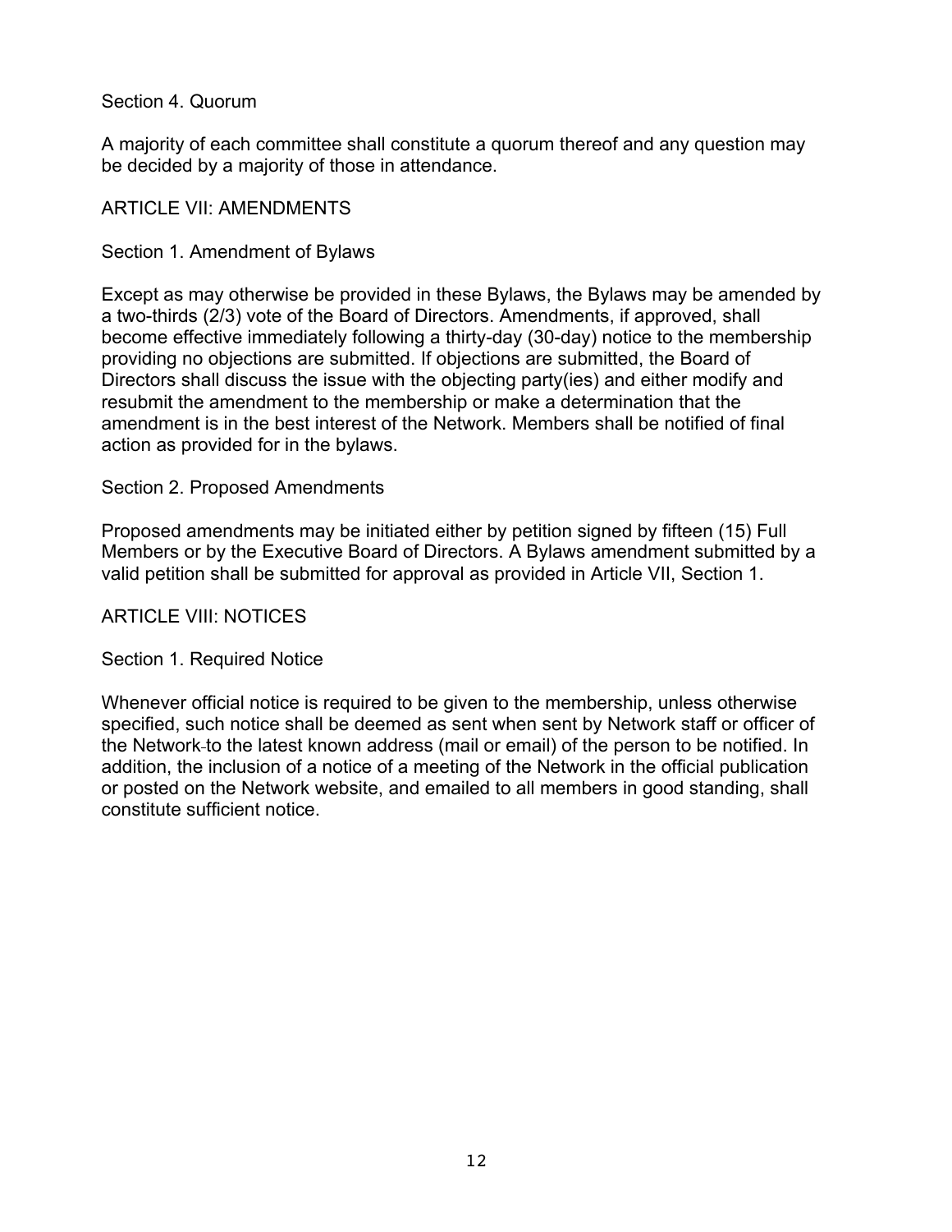## Section 4. Quorum

A majority of each committee shall constitute a quorum thereof and any question may be decided by a majority of those in attendance.

# ARTICLE VII: AMENDMENTS

## Section 1. Amendment of Bylaws

Except as may otherwise be provided in these Bylaws, the Bylaws may be amended by a two-thirds (2/3) vote of the Board of Directors. Amendments, if approved, shall become effective immediately following a thirty-day (30-day) notice to the membership providing no objections are submitted. If objections are submitted, the Board of Directors shall discuss the issue with the objecting party(ies) and either modify and resubmit the amendment to the membership or make a determination that the amendment is in the best interest of the Network. Members shall be notified of final action as provided for in the bylaws.

## Section 2. Proposed Amendments

Proposed amendments may be initiated either by petition signed by fifteen (15) Full Members or by the Executive Board of Directors. A Bylaws amendment submitted by a valid petition shall be submitted for approval as provided in Article VII, Section 1.

# ARTICLE VIII: NOTICES

## Section 1. Required Notice

Whenever official notice is required to be given to the membership, unless otherwise specified, such notice shall be deemed as sent when sent by Network staff or officer of the Network to the latest known address (mail or email) of the person to be notified. In addition, the inclusion of a notice of a meeting of the Network in the official publication or posted on the Network website, and emailed to all members in good standing, shall constitute sufficient notice.